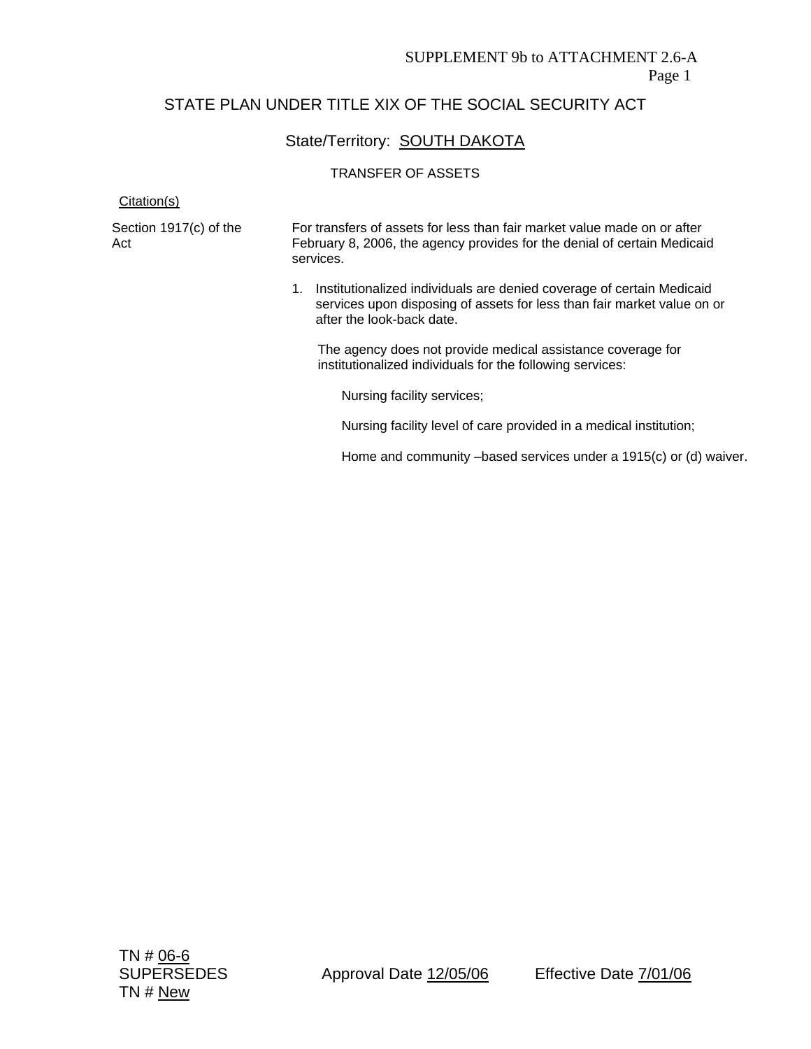SUPPLEMENT 9b to ATTACHMENT 2.6-A
Page 1

# STATE PLAN UNDER TITLE XIX OF THE SOCIAL SECURITY ACT

## State/Territory: SOUTH DAKOTA

### TRANSFER OF ASSETS

| Citation(s) | |
|---|---|
| Section 1917(c) of the Act | For transfers of assets for less than fair market value made on or after February 8, 2006, the agency provides for the denial of certain Medicaid services. |

1. Institutionalized individuals are denied coverage of certain Medicaid services upon disposing of assets for less than fair market value on or after the look-back date.

   The agency does not provide medical assistance coverage for institutionalized individuals for the following services:

   Nursing facility services;

   Nursing facility level of care provided in a medical institution;

   Home and community –based services under a 1915(c) or (d) waiver.

TN # 06-6
SUPERSEDES
TN # New

Approval Date 12/05/06 Effective Date 7/01/06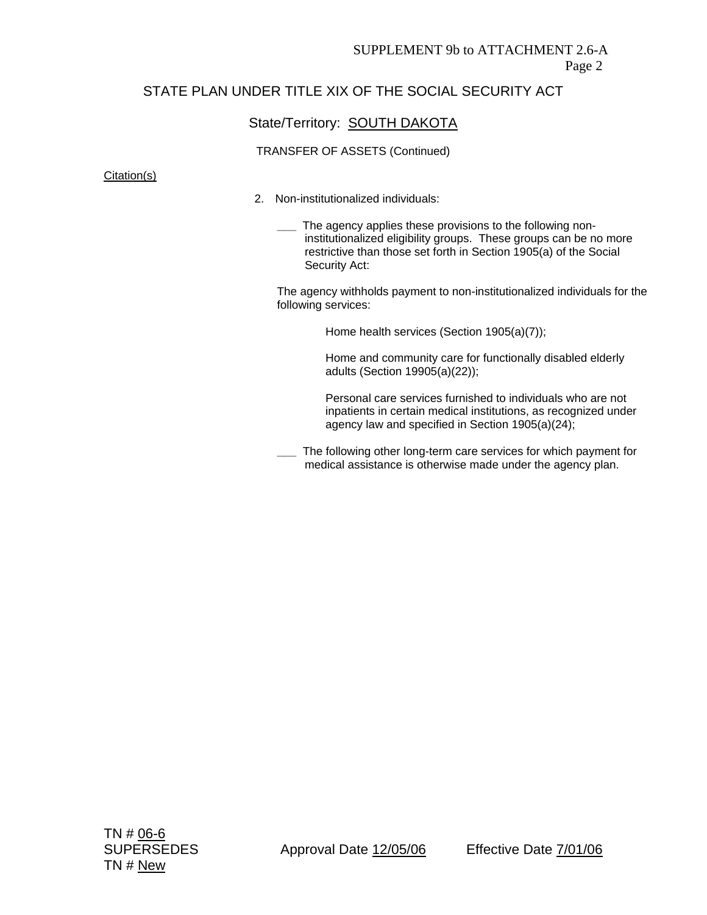SUPPLEMENT 9b to ATTACHMENT 2.6-A

## STATE PLAN UNDER TITLE XIX OF THE SOCIAL SECURITY ACT

State/Territory: SOUTH DAKOTA

TRANSFER OF ASSETS (Continued)

Citation(s)

2. Non-institutionalized individuals:

   ___ The agency applies these provisions to the following non-institutionalized eligibility groups. These groups can be no more restrictive than those set forth in Section 1905(a) of the Social Security Act:

   The agency withholds payment to non-institutionalized individuals for the following services:

   Home health services (Section 1905(a)(7));

   Home and community care for functionally disabled elderly adults (Section 19905(a)(22));

   Personal care services furnished to individuals who are not inpatients in certain medical institutions, as recognized under agency law and specified in Section 1905(a)(24);

   ___ The following other long-term care services for which payment for medical assistance is otherwise made under the agency plan.

TN # 06-6
SUPERSEDES
TN # New

Approval Date 12/05/06 Effective Date 7/01/06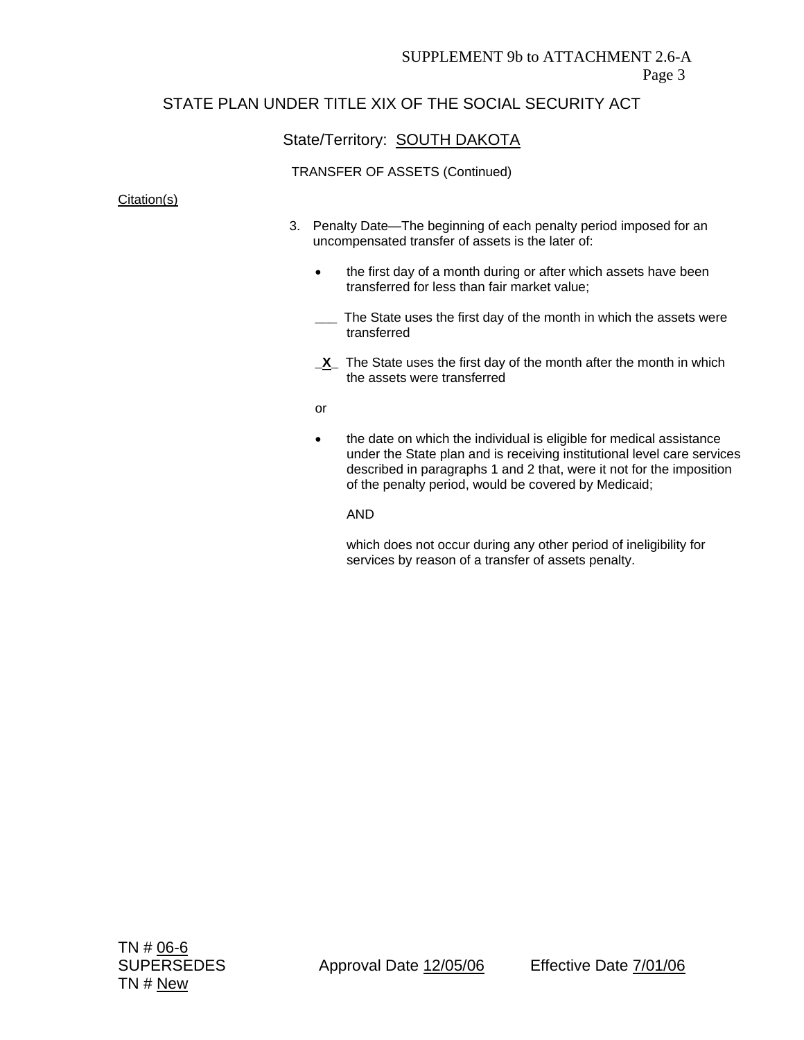SUPPLEMENT 9b to ATTACHMENT 2.6-A
Page 3

# STATE PLAN UNDER TITLE XIX OF THE SOCIAL SECURITY ACT

## State/Territory: SOUTH DAKOTA

TRANSFER OF ASSETS (Continued)

Citation(s)

3. Penalty Date—The beginning of each penalty period imposed for an uncompensated transfer of assets is the later of:

   - the first day of a month during or after which assets have been transferred for less than fair market value;

   ___ The State uses the first day of the month in which the assets were transferred

   _X_ The State uses the first day of the month after the month in which the assets were transferred

   or

   - the date on which the individual is eligible for medical assistance under the State plan and is receiving institutional level care services described in paragraphs 1 and 2 that, were it not for the imposition of the penalty period, would be covered by Medicaid;

     AND

     which does not occur during any other period of ineligibility for services by reason of a transfer of assets penalty.

TN # 06-6
SUPERSEDES
TN # New

Approval Date 12/05/06

Effective Date 7/01/06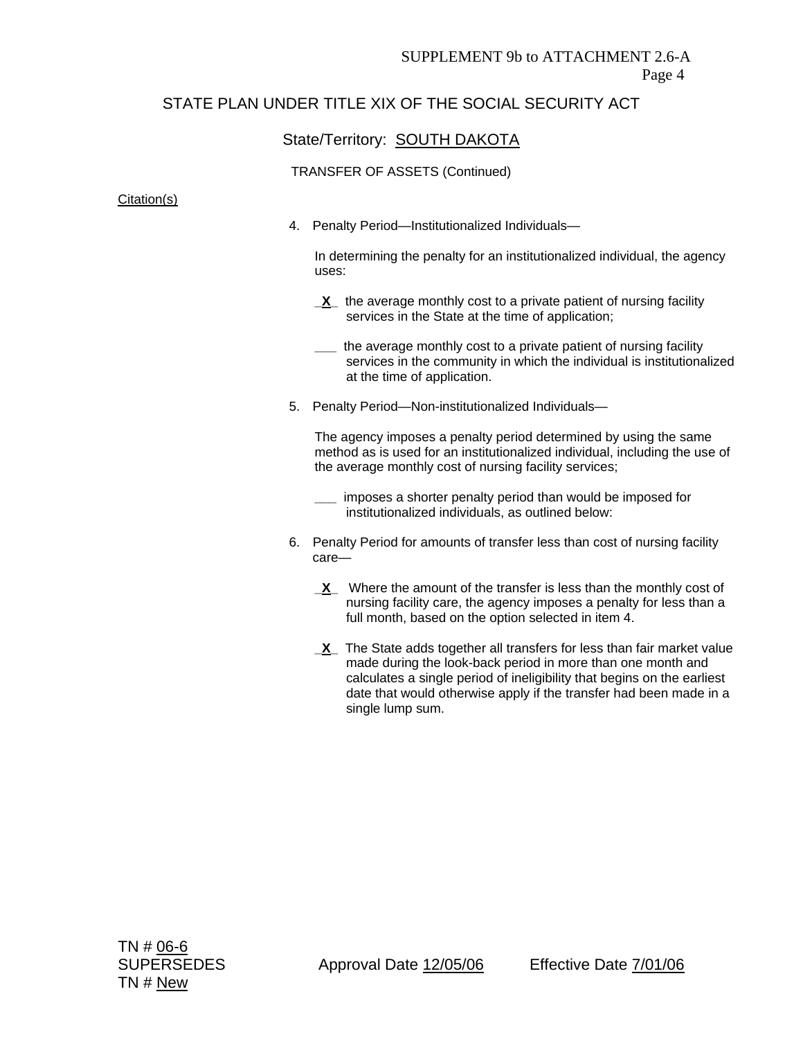SUPPLEMENT 9b to ATTACHMENT 2.6-A
Page 4

## STATE PLAN UNDER TITLE XIX OF THE SOCIAL SECURITY ACT

State/Territory: SOUTH DAKOTA

TRANSFER OF ASSETS (Continued)

Citation(s)

4. Penalty Period—Institutionalized Individuals—

   In determining the penalty for an institutionalized individual, the agency uses:

   _**X**_ the average monthly cost to a private patient of nursing facility services in the State at the time of application;

   ___ the average monthly cost to a private patient of nursing facility services in the community in which the individual is institutionalized at the time of application.

5. Penalty Period—Non-institutionalized Individuals—

   The agency imposes a penalty period determined by using the same method as is used for an institutionalized individual, including the use of the average monthly cost of nursing facility services;

   ___ imposes a shorter penalty period than would be imposed for institutionalized individuals, as outlined below:

6. Penalty Period for amounts of transfer less than cost of nursing facility care—

   _**X**_ Where the amount of the transfer is less than the monthly cost of nursing facility care, the agency imposes a penalty for less than a full month, based on the option selected in item 4.

   _**X**_ The State adds together all transfers for less than fair market value made during the look-back period in more than one month and calculates a single period of ineligibility that begins on the earliest date that would otherwise apply if the transfer had been made in a single lump sum.

TN # 06-6
SUPERSEDES
TN # New

Approval Date 12/05/06

Effective Date 7/01/06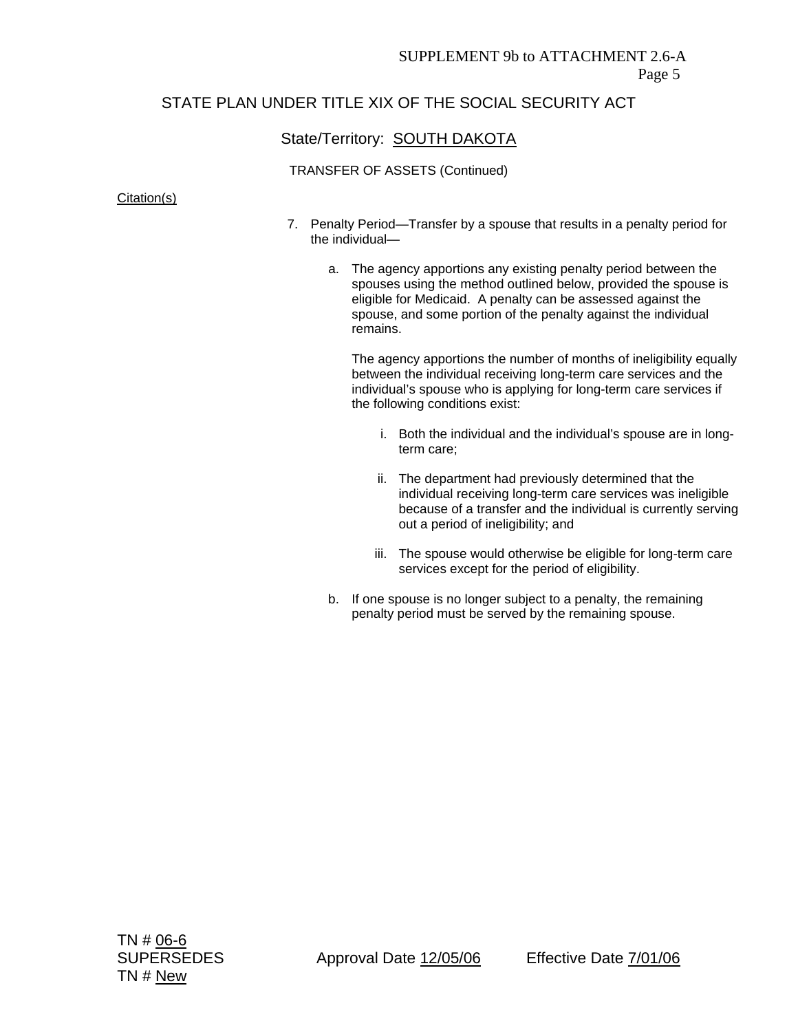STATE PLAN UNDER TITLE XIX OF THE SOCIAL SECURITY ACT

State/Territory: SOUTH DAKOTA

TRANSFER OF ASSETS (Continued)

Citation(s)

7. Penalty Period—Transfer by a spouse that results in a penalty period for the individual—

   a. The agency apportions any existing penalty period between the spouses using the method outlined below, provided the spouse is eligible for Medicaid. A penalty can be assessed against the spouse, and some portion of the penalty against the individual remains.

      The agency apportions the number of months of ineligibility equally between the individual receiving long-term care services and the individual's spouse who is applying for long-term care services if the following conditions exist:

      i. Both the individual and the individual's spouse are in long-term care;

      ii. The department had previously determined that the individual receiving long-term care services was ineligible because of a transfer and the individual is currently serving out a period of ineligibility; and

      iii. The spouse would otherwise be eligible for long-term care services except for the period of eligibility.

   b. If one spouse is no longer subject to a penalty, the remaining penalty period must be served by the remaining spouse.

TN # 06-6
SUPERSEDES
TN # New

Approval Date 12/05/06 Effective Date 7/01/06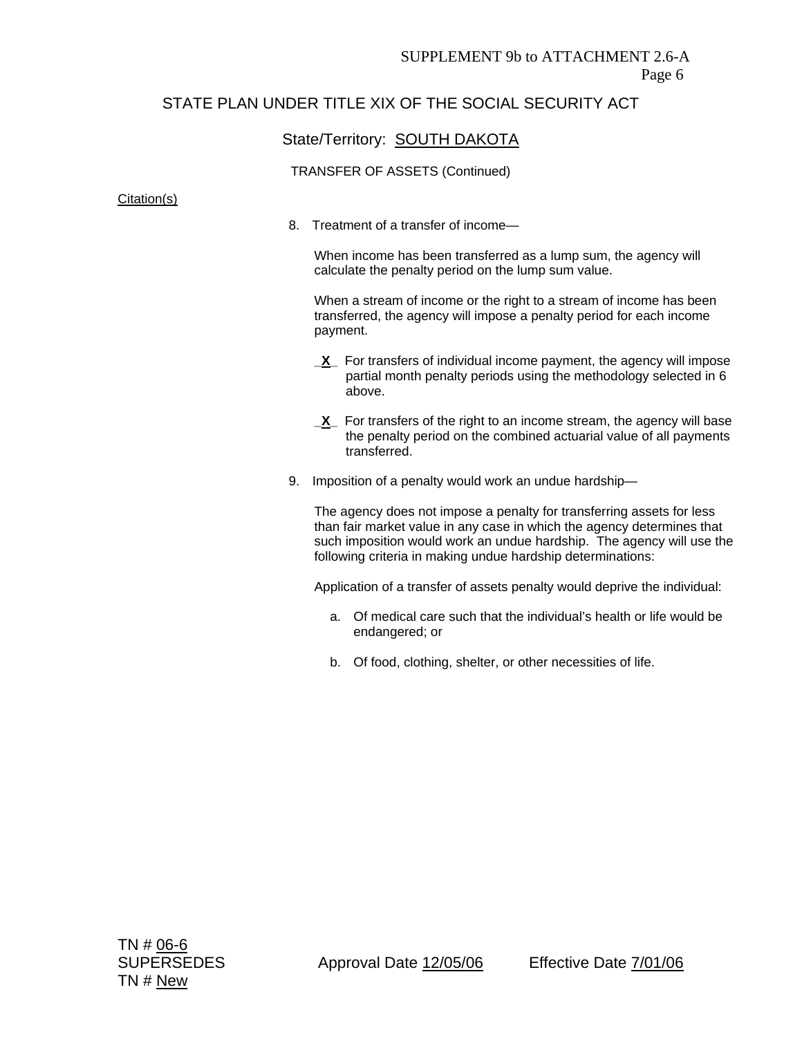STATE PLAN UNDER TITLE XIX OF THE SOCIAL SECURITY ACT

State/Territory: SOUTH DAKOTA

TRANSFER OF ASSETS (Continued)

Citation(s)

8. Treatment of a transfer of income—

   When income has been transferred as a lump sum, the agency will calculate the penalty period on the lump sum value.

   When a stream of income or the right to a stream of income has been transferred, the agency will impose a penalty period for each income payment.

   _**X**_ For transfers of individual income payment, the agency will impose partial month penalty periods using the methodology selected in 6 above.

   _**X**_ For transfers of the right to an income stream, the agency will base the penalty period on the combined actuarial value of all payments transferred.

9. Imposition of a penalty would work an undue hardship—

   The agency does not impose a penalty for transferring assets for less than fair market value in any case in which the agency determines that such imposition would work an undue hardship. The agency will use the following criteria in making undue hardship determinations:

   Application of a transfer of assets penalty would deprive the individual:

   a. Of medical care such that the individual's health or life would be endangered; or

   b. Of food, clothing, shelter, or other necessities of life.

TN # 06-6
SUPERSEDES
TN # New

Approval Date 12/05/06

Effective Date 7/01/06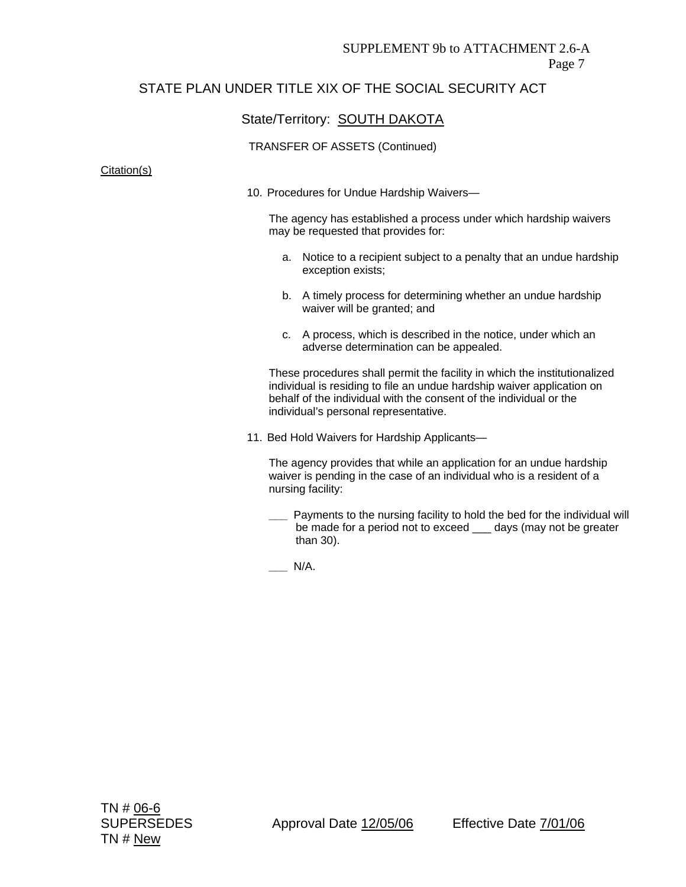SUPPLEMENT 9b to ATTACHMENT 2.6-A
Page 7

# STATE PLAN UNDER TITLE XIX OF THE SOCIAL SECURITY ACT

## State/Territory: SOUTH DAKOTA

### TRANSFER OF ASSETS (Continued)

Citation(s)

10. Procedures for Undue Hardship Waivers—

    The agency has established a process under which hardship waivers may be requested that provides for:

    a. Notice to a recipient subject to a penalty that an undue hardship exception exists;

    b. A timely process for determining whether an undue hardship waiver will be granted; and

    c. A process, which is described in the notice, under which an adverse determination can be appealed.

    These procedures shall permit the facility in which the institutionalized individual is residing to file an undue hardship waiver application on behalf of the individual with the consent of the individual or the individual's personal representative.

11. Bed Hold Waivers for Hardship Applicants—

    The agency provides that while an application for an undue hardship waiver is pending in the case of an individual who is a resident of a nursing facility:

    ___ Payments to the nursing facility to hold the bed for the individual will be made for a period not to exceed ___ days (may not be greater than 30).

    ___ N/A.

TN # 06-6
SUPERSEDES
TN # New

Approval Date 12/05/06

Effective Date 7/01/06